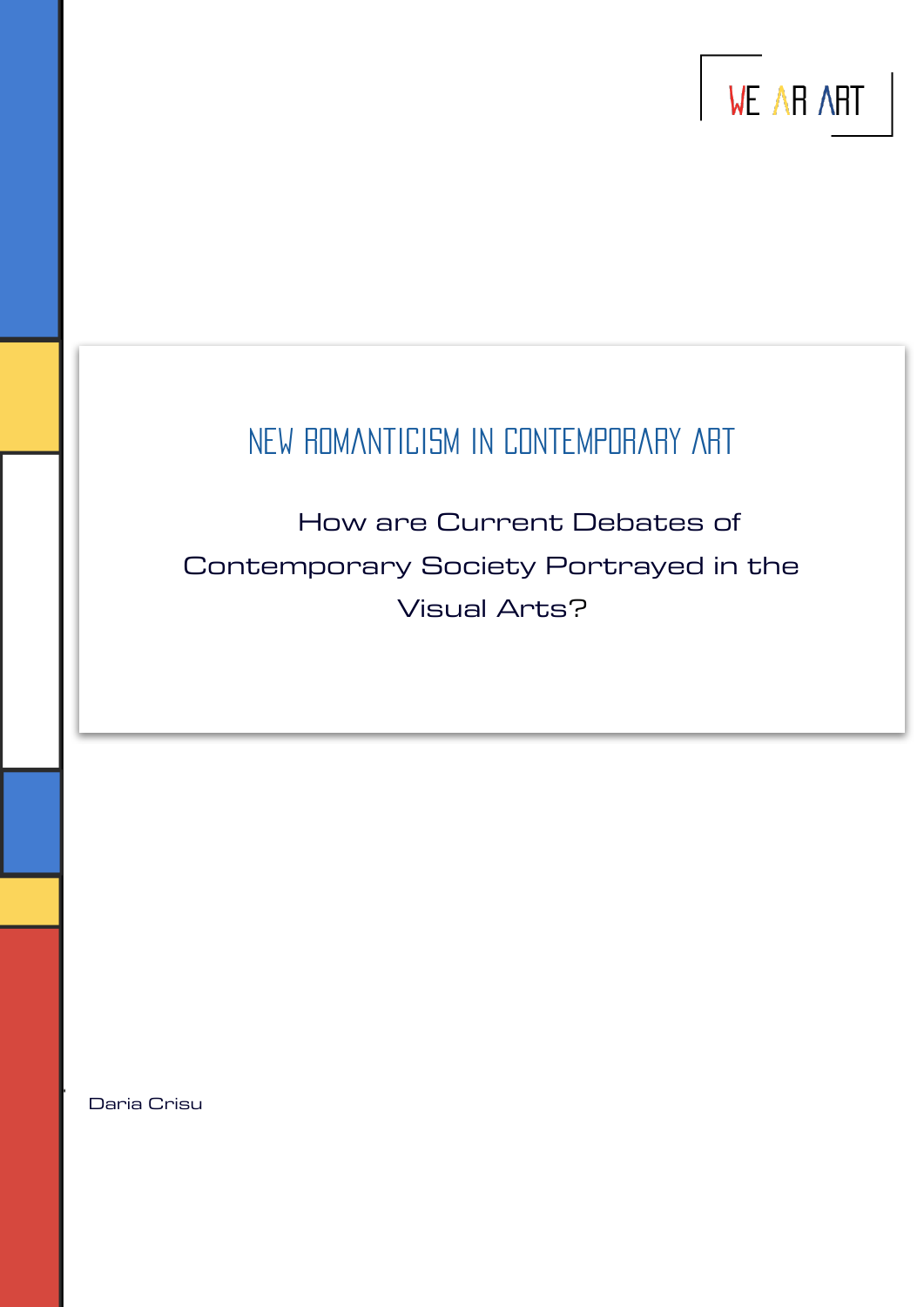WE AR ART

# NEW ROMANTICISM IN CONTEMPORARY ART

## How are Current Debates of Contemporary Society Portrayed in the Visual Arts?

Daria Crisu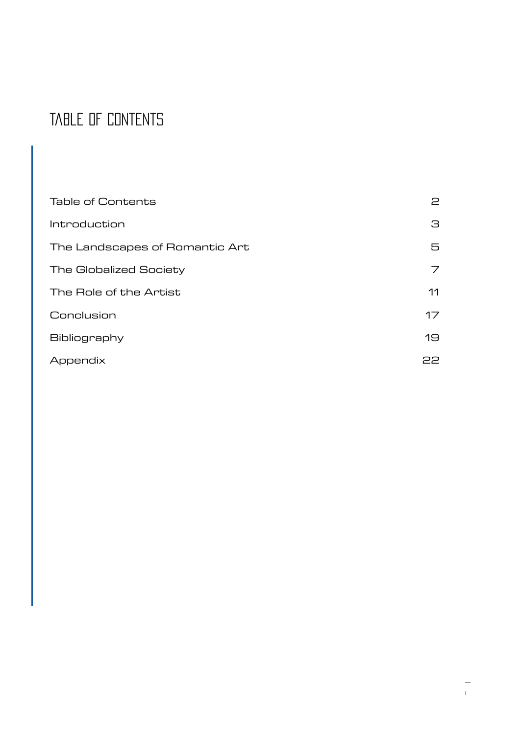# TABLE OF CONTENTS

| | |
|---|---|
| Table of Contents | 2 |
| Introduction | 3 |
| The Landscapes of Romantic Art | 5 |
| The Globalized Society | 7 |
| The Role of the Artist | 11 |
| Conclusion | 17 |
| Bibliography | 19 |
| Appendix | 22 |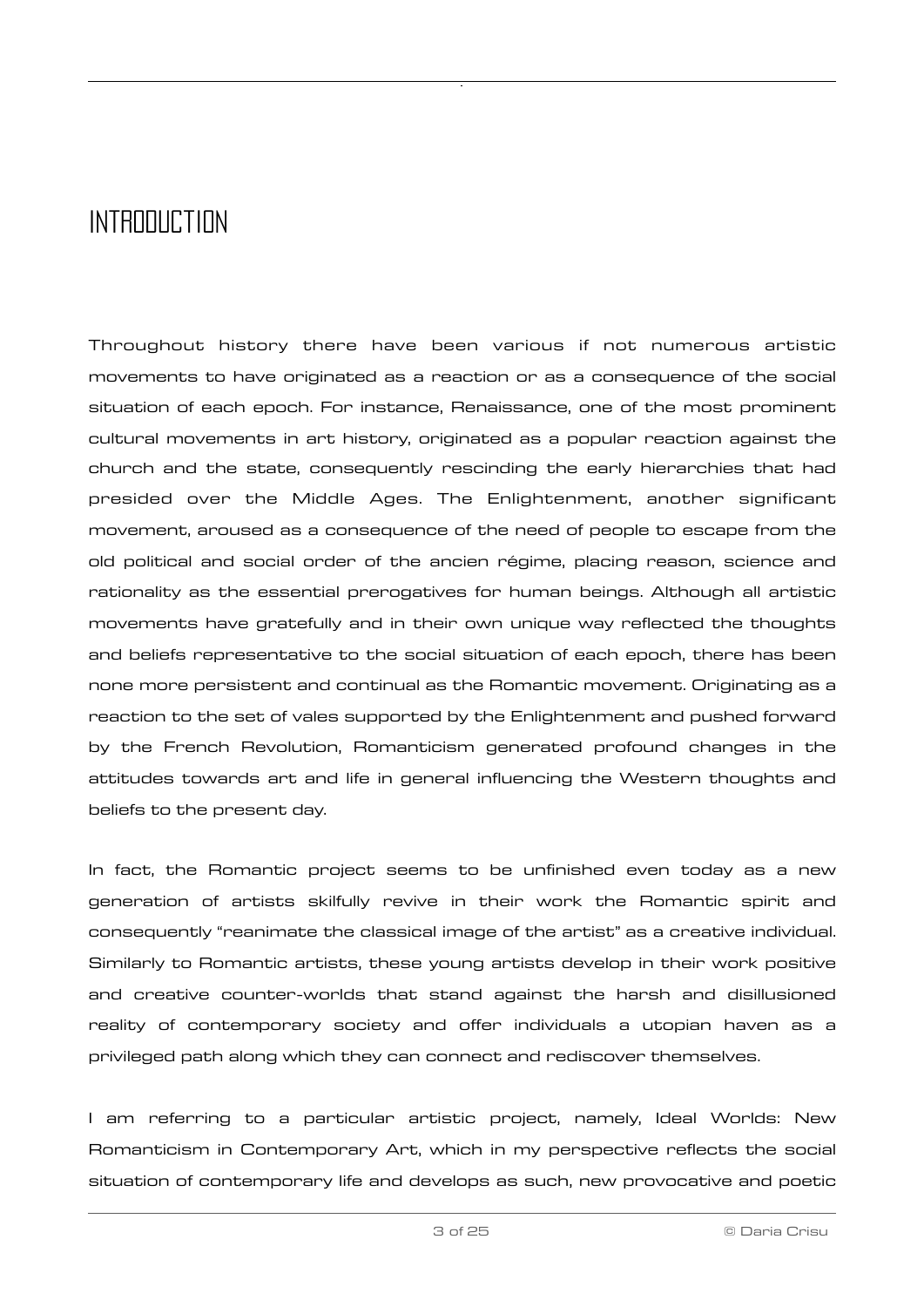# INTRODUCTION

Throughout history there have been various if not numerous artistic movements to have originated as a reaction or as a consequence of the social situation of each epoch. For instance, Renaissance, one of the most prominent cultural movements in art history, originated as a popular reaction against the church and the state, consequently rescinding the early hierarchies that had presided over the Middle Ages. The Enlightenment, another significant movement, aroused as a consequence of the need of people to escape from the old political and social order of the ancien régime, placing reason, science and rationality as the essential prerogatives for human beings. Although all artistic movements have gratefully and in their own unique way reflected the thoughts and beliefs representative to the social situation of each epoch, there has been none more persistent and continual as the Romantic movement. Originating as a reaction to the set of vales supported by the Enlightenment and pushed forward by the French Revolution, Romanticism generated profound changes in the attitudes towards art and life in general influencing the Western thoughts and beliefs to the present day.

In fact, the Romantic project seems to be unfinished even today as a new generation of artists skilfully revive in their work the Romantic spirit and consequently "reanimate the classical image of the artist" as a creative individual. Similarly to Romantic artists, these young artists develop in their work positive and creative counter-worlds that stand against the harsh and disillusioned reality of contemporary society and offer individuals a utopian haven as a privileged path along which they can connect and rediscover themselves.

I am referring to a particular artistic project, namely, Ideal Worlds: New Romanticism in Contemporary Art, which in my perspective reflects the social situation of contemporary life and develops as such, new provocative and poetic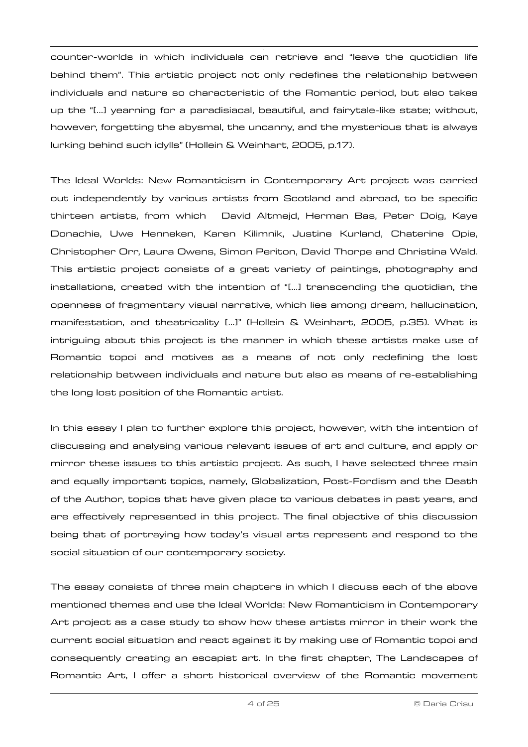counter-worlds in which individuals can retrieve and "leave the quotidian life behind them". This artistic project not only redefines the relationship between individuals and nature so characteristic of the Romantic period, but also takes up the "[...] yearning for a paradisiacal, beautiful, and fairytale-like state; without, however, forgetting the abysmal, the uncanny, and the mysterious that is always lurking behind such idylls" (Hollein & Weinhart, 2005, p.17).

The Ideal Worlds: New Romanticism in Contemporary Art project was carried out independently by various artists from Scotland and abroad, to be specific thirteen artists, from which  David Altmejd, Herman Bas, Peter Doig, Kaye Donachie, Uwe Henneken, Karen Kilimnik, Justine Kurland, Chaterine Opie, Christopher Orr, Laura Owens, Simon Periton, David Thorpe and Christina Wald. This artistic project consists of a great variety of paintings, photography and installations, created with the intention of "[...] transcending the quotidian, the openness of fragmentary visual narrative, which lies among dream, hallucination, manifestation, and theatricality [...]" (Hollein & Weinhart, 2005, p.35). What is intriguing about this project is the manner in which these artists make use of Romantic topoi and motives as a means of not only redefining the lost relationship between individuals and nature but also as means of re-establishing the long lost position of the Romantic artist.

In this essay I plan to further explore this project, however, with the intention of discussing and analysing various relevant issues of art and culture, and apply or mirror these issues to this artistic project. As such, I have selected three main and equally important topics, namely, Globalization, Post-Fordism and the Death of the Author, topics that have given place to various debates in past years, and are effectively represented in this project. The final objective of this discussion being that of portraying how today's visual arts represent and respond to the social situation of our contemporary society.

The essay consists of three main chapters in which I discuss each of the above mentioned themes and use the Ideal Worlds: New Romanticism in Contemporary Art project as a case study to show how these artists mirror in their work the current social situation and react against it by making use of Romantic topoi and consequently creating an escapist art. In the first chapter, The Landscapes of Romantic Art, I offer a short historical overview of the Romantic movement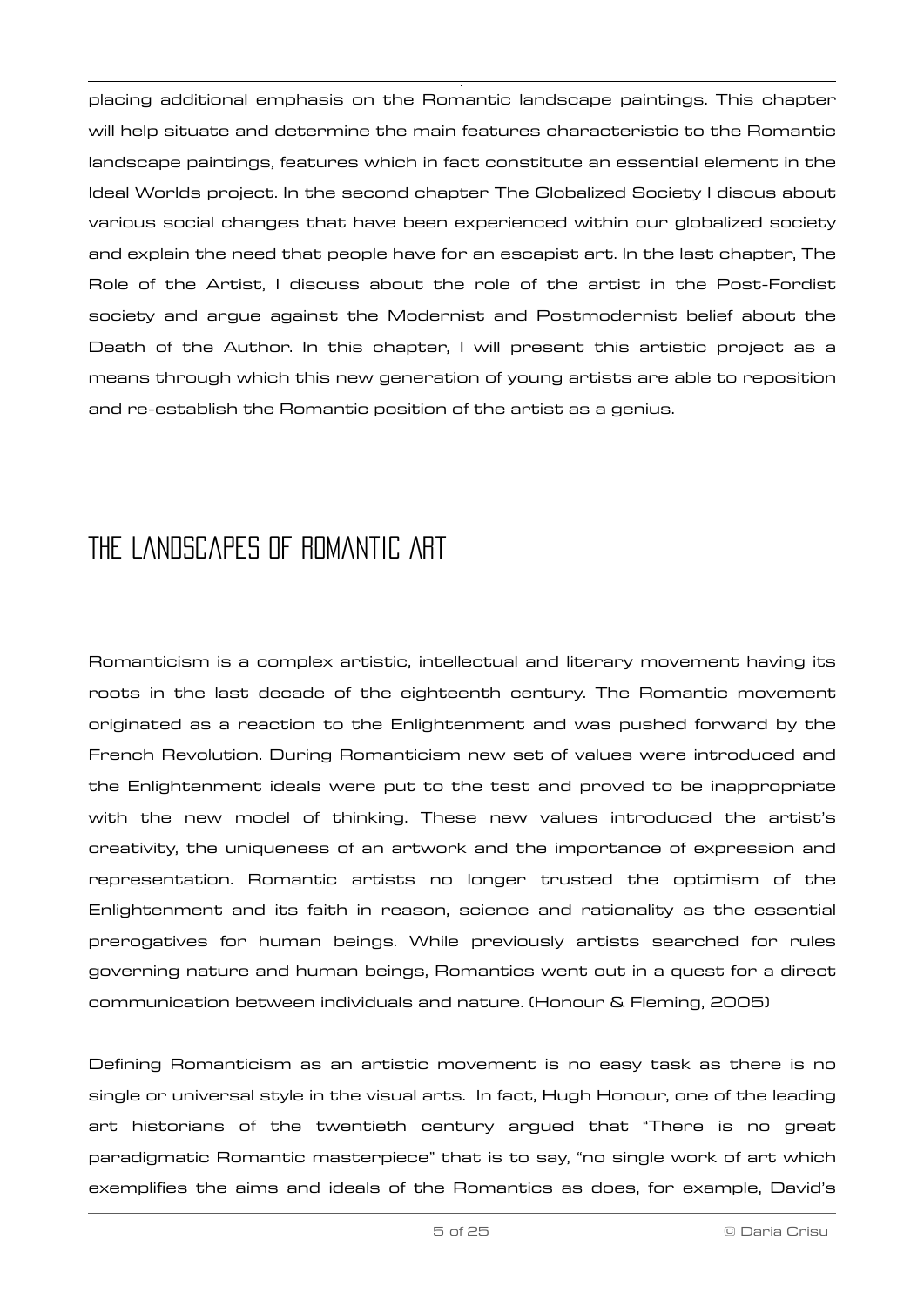placing additional emphasis on the Romantic landscape paintings. This chapter will help situate and determine the main features characteristic to the Romantic landscape paintings, features which in fact constitute an essential element in the Ideal Worlds project. In the second chapter The Globalized Society I discus about various social changes that have been experienced within our globalized society and explain the need that people have for an escapist art. In the last chapter, The Role of the Artist, I discuss about the role of the artist in the Post-Fordist society and argue against the Modernist and Postmodernist belief about the Death of the Author. In this chapter, I will present this artistic project as a means through which this new generation of young artists are able to reposition and re-establish the Romantic position of the artist as a genius.

# THE LANDSCAPES OF ROMANTIC ART

Romanticism is a complex artistic, intellectual and literary movement having its roots in the last decade of the eighteenth century. The Romantic movement originated as a reaction to the Enlightenment and was pushed forward by the French Revolution. During Romanticism new set of values were introduced and the Enlightenment ideals were put to the test and proved to be inappropriate with the new model of thinking. These new values introduced the artist's creativity, the uniqueness of an artwork and the importance of expression and representation. Romantic artists no longer trusted the optimism of the Enlightenment and its faith in reason, science and rationality as the essential prerogatives for human beings. While previously artists searched for rules governing nature and human beings, Romantics went out in a quest for a direct communication between individuals and nature. (Honour & Fleming, 2005)

Defining Romanticism as an artistic movement is no easy task as there is no single or universal style in the visual arts. In fact, Hugh Honour, one of the leading art historians of the twentieth century argued that "There is no great paradigmatic Romantic masterpiece" that is to say, "no single work of art which exemplifies the aims and ideals of the Romantics as does, for example, David's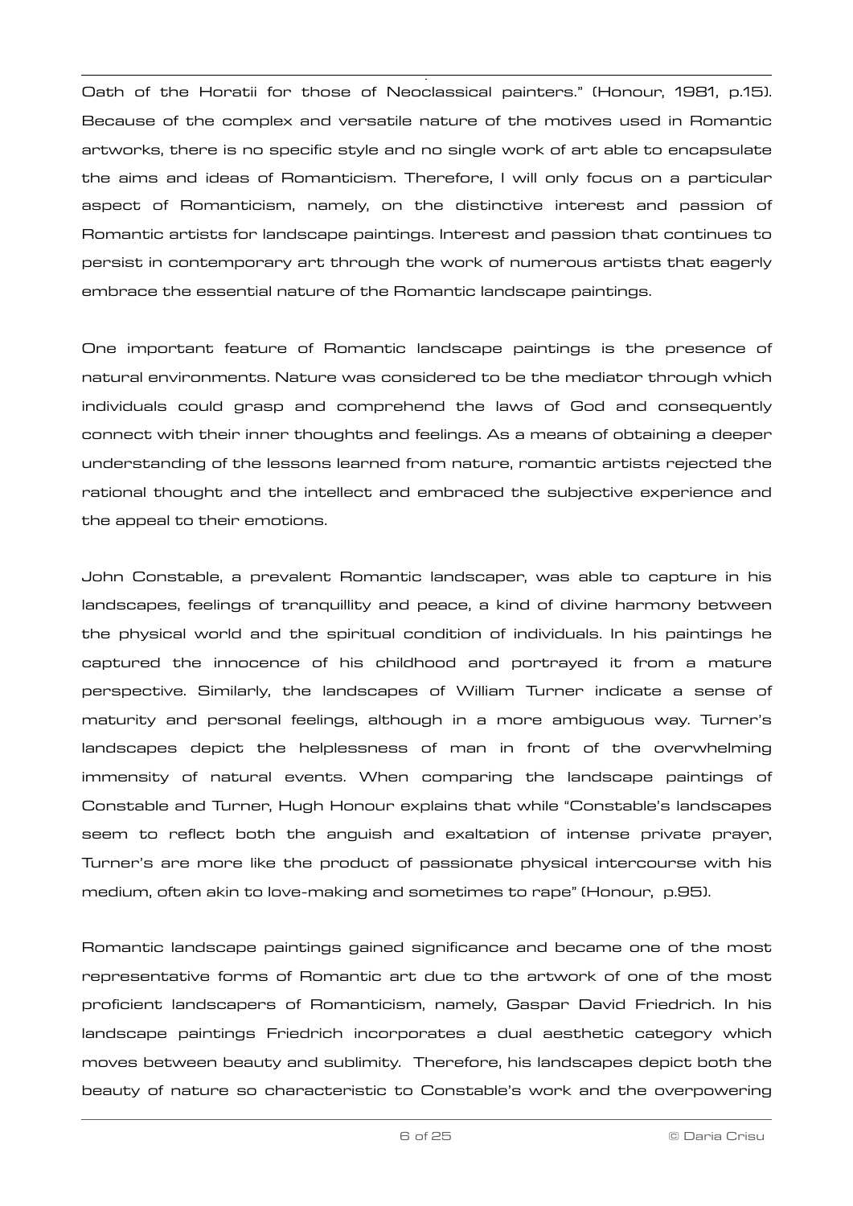Oath of the Horatii for those of Neoclassical painters." (Honour, 1981, p.15). Because of the complex and versatile nature of the motives used in Romantic artworks, there is no specific style and no single work of art able to encapsulate the aims and ideas of Romanticism. Therefore, I will only focus on a particular aspect of Romanticism, namely, on the distinctive interest and passion of Romantic artists for landscape paintings. Interest and passion that continues to persist in contemporary art through the work of numerous artists that eagerly embrace the essential nature of the Romantic landscape paintings.

One important feature of Romantic landscape paintings is the presence of natural environments. Nature was considered to be the mediator through which individuals could grasp and comprehend the laws of God and consequently connect with their inner thoughts and feelings. As a means of obtaining a deeper understanding of the lessons learned from nature, romantic artists rejected the rational thought and the intellect and embraced the subjective experience and the appeal to their emotions.

John Constable, a prevalent Romantic landscaper, was able to capture in his landscapes, feelings of tranquillity and peace, a kind of divine harmony between the physical world and the spiritual condition of individuals. In his paintings he captured the innocence of his childhood and portrayed it from a mature perspective. Similarly, the landscapes of William Turner indicate a sense of maturity and personal feelings, although in a more ambiguous way. Turner's landscapes depict the helplessness of man in front of the overwhelming immensity of natural events. When comparing the landscape paintings of Constable and Turner, Hugh Honour explains that while "Constable's landscapes seem to reflect both the anguish and exaltation of intense private prayer, Turner's are more like the product of passionate physical intercourse with his medium, often akin to love-making and sometimes to rape" (Honour, p.95).

Romantic landscape paintings gained significance and became one of the most representative forms of Romantic art due to the artwork of one of the most proficient landscapers of Romanticism, namely, Gaspar David Friedrich. In his landscape paintings Friedrich incorporates a dual aesthetic category which moves between beauty and sublimity. Therefore, his landscapes depict both the beauty of nature so characteristic to Constable's work and the overpowering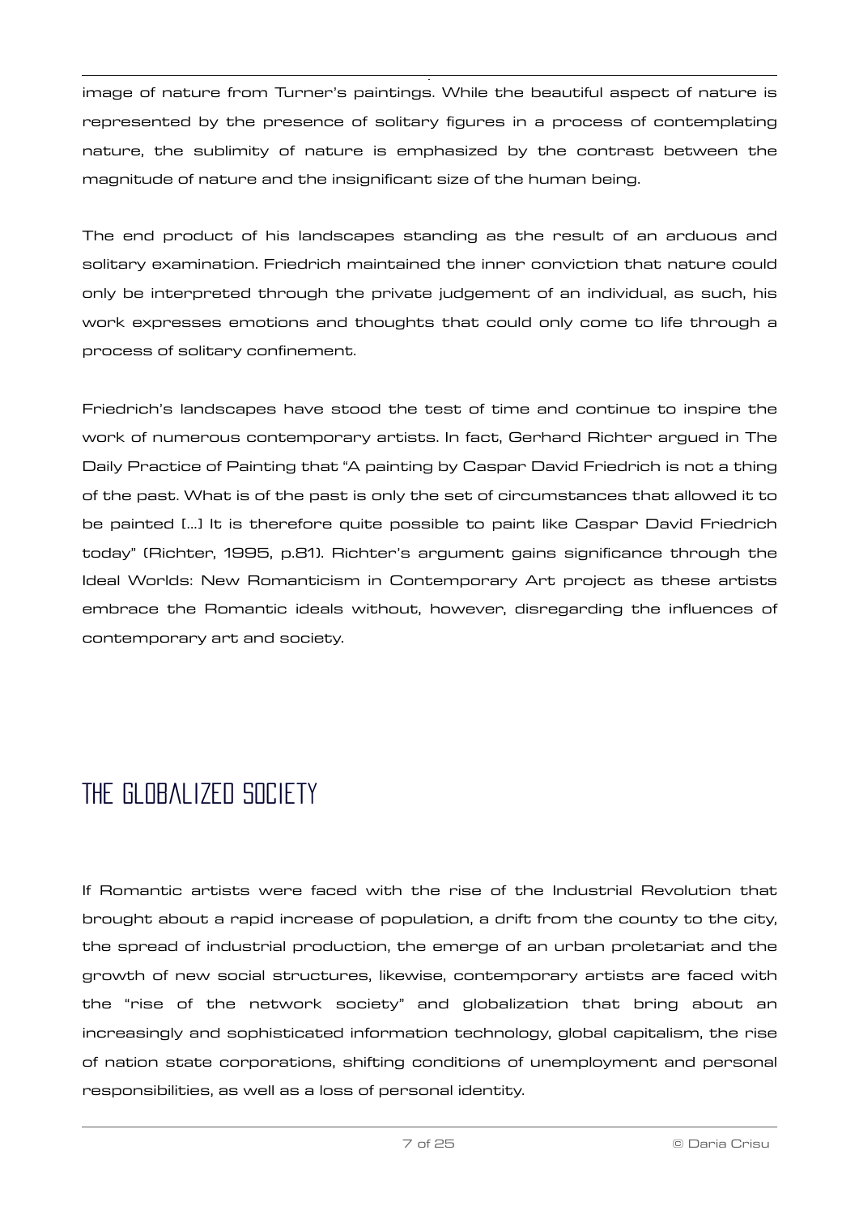image of nature from Turner's paintings. While the beautiful aspect of nature is represented by the presence of solitary figures in a process of contemplating nature, the sublimity of nature is emphasized by the contrast between the magnitude of nature and the insignificant size of the human being.

The end product of his landscapes standing as the result of an arduous and solitary examination. Friedrich maintained the inner conviction that nature could only be interpreted through the private judgement of an individual, as such, his work expresses emotions and thoughts that could only come to life through a process of solitary confinement.

Friedrich's landscapes have stood the test of time and continue to inspire the work of numerous contemporary artists. In fact, Gerhard Richter argued in The Daily Practice of Painting that "A painting by Caspar David Friedrich is not a thing of the past. What is of the past is only the set of circumstances that allowed it to be painted [...] It is therefore quite possible to paint like Caspar David Friedrich today" (Richter, 1995, p.81). Richter's argument gains significance through the Ideal Worlds: New Romanticism in Contemporary Art project as these artists embrace the Romantic ideals without, however, disregarding the influences of contemporary art and society.

## THE GLOBALIZED SOCIETY

If Romantic artists were faced with the rise of the Industrial Revolution that brought about a rapid increase of population, a drift from the county to the city, the spread of industrial production, the emerge of an urban proletariat and the growth of new social structures, likewise, contemporary artists are faced with the "rise of the network society" and globalization that bring about an increasingly and sophisticated information technology, global capitalism, the rise of nation state corporations, shifting conditions of unemployment and personal responsibilities, as well as a loss of personal identity.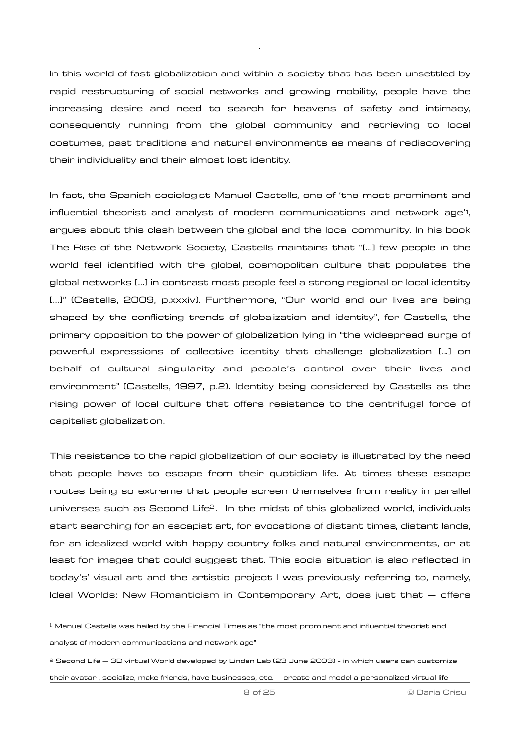In this world of fast globalization and within a society that has been unsettled by rapid restructuring of social networks and growing mobility, people have the increasing desire and need to search for heavens of safety and intimacy, consequently running from the global community and retrieving to local costumes, past traditions and natural environments as means of rediscovering their individuality and their almost lost identity.

In fact, the Spanish sociologist Manuel Castells, one of 'the most prominent and influential theorist and analyst of modern communications and network age'[1], argues about this clash between the global and the local community. In his book The Rise of the Network Society, Castells maintains that "[...] few people in the world feel identified with the global, cosmopolitan culture that populates the global networks [...] in contrast most people feel a strong regional or local identity [...]" (Castells, 2009, p.xxxiv). Furthermore, "Our world and our lives are being shaped by the conflicting trends of globalization and identity", for Castells, the primary opposition to the power of globalization lying in "the widespread surge of powerful expressions of collective identity that challenge globalization [...] on behalf of cultural singularity and people's control over their lives and environment" (Castells, 1997, p.2). Identity being considered by Castells as the rising power of local culture that offers resistance to the centrifugal force of capitalist globalization.

This resistance to the rapid globalization of our society is illustrated by the need that people have to escape from their quotidian life. At times these escape routes being so extreme that people screen themselves from reality in parallel universes such as Second Life[2]. In the midst of this globalized world, individuals start searching for an escapist art, for evocations of distant times, distant lands, for an idealized world with happy country folks and natural environments, or at least for images that could suggest that. This social situation is also reflected in today's' visual art and the artistic project I was previously referring to, namely, Ideal Worlds: New Romanticism in Contemporary Art, does just that — offers

---

[1] Manuel Castells was hailed by the Financial Times as "the most prominent and influential theorist and analyst of modern communications and network age"

[2] Second Life — 3D virtual World developed by Linden Lab (23 June 2003) - in which users can customize their avatar , socialize, make friends, have businesses, etc. — create and model a personalized virtual life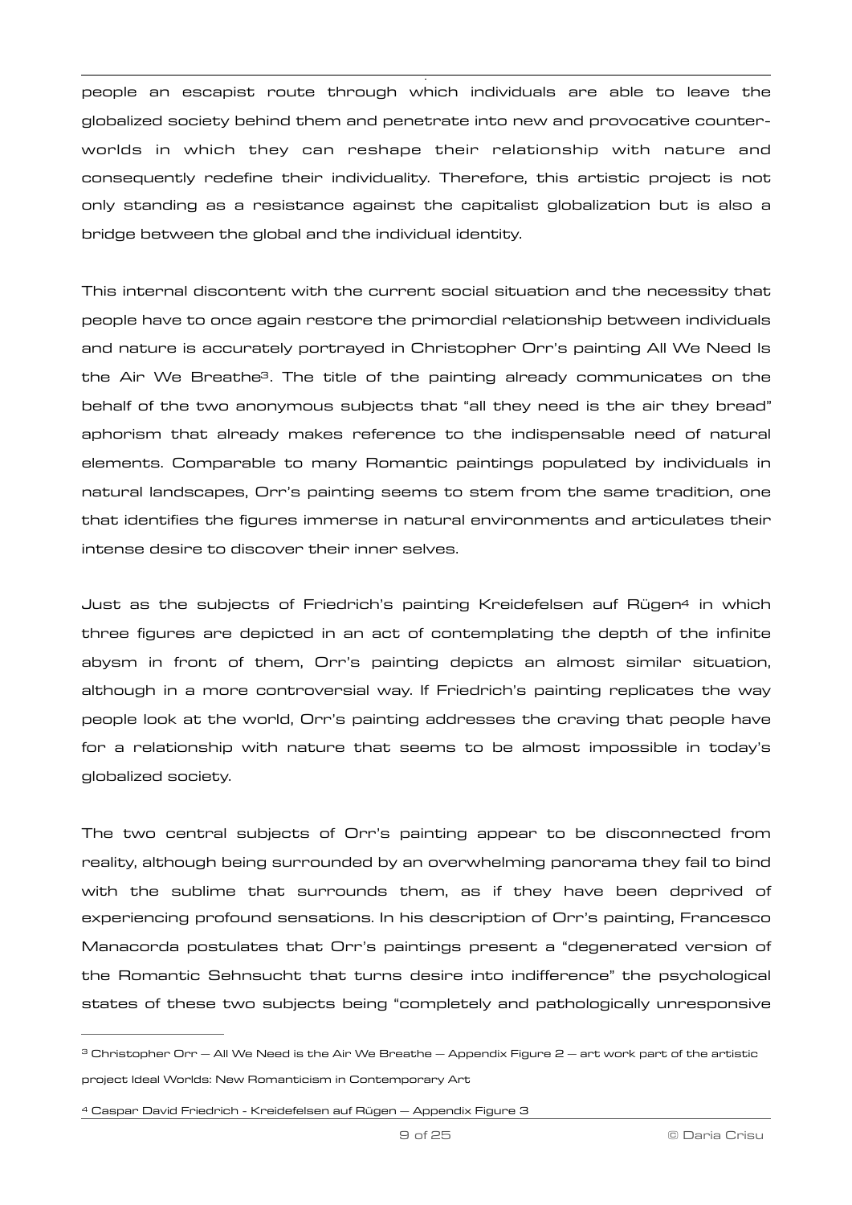people an escapist route through which individuals are able to leave the globalized society behind them and penetrate into new and provocative counter-worlds in which they can reshape their relationship with nature and consequently redefine their individuality. Therefore, this artistic project is not only standing as a resistance against the capitalist globalization but is also a bridge between the global and the individual identity.

This internal discontent with the current social situation and the necessity that people have to once again restore the primordial relationship between individuals and nature is accurately portrayed in Christopher Orr's painting All We Need Is the Air We Breathe[3]. The title of the painting already communicates on the behalf of the two anonymous subjects that "all they need is the air they bread" aphorism that already makes reference to the indispensable need of natural elements. Comparable to many Romantic paintings populated by individuals in natural landscapes, Orr's painting seems to stem from the same tradition, one that identifies the figures immerse in natural environments and articulates their intense desire to discover their inner selves.

Just as the subjects of Friedrich's painting Kreidefelsen auf Rügen[4] in which three figures are depicted in an act of contemplating the depth of the infinite abysm in front of them, Orr's painting depicts an almost similar situation, although in a more controversial way. If Friedrich's painting replicates the way people look at the world, Orr's painting addresses the craving that people have for a relationship with nature that seems to be almost impossible in today's globalized society.

The two central subjects of Orr's painting appear to be disconnected from reality, although being surrounded by an overwhelming panorama they fail to bind with the sublime that surrounds them, as if they have been deprived of experiencing profound sensations. In his description of Orr's painting, Francesco Manacorda postulates that Orr's paintings present a "degenerated version of the Romantic Sehnsucht that turns desire into indifference" the psychological states of these two subjects being "completely and pathologically unresponsive

---

[3] Christopher Orr – All We Need is the Air We Breathe – Appendix Figure 2 – art work part of the artistic project Ideal Worlds: New Romanticism in Contemporary Art

[4] Caspar David Friedrich - Kreidefelsen auf Rügen – Appendix Figure 3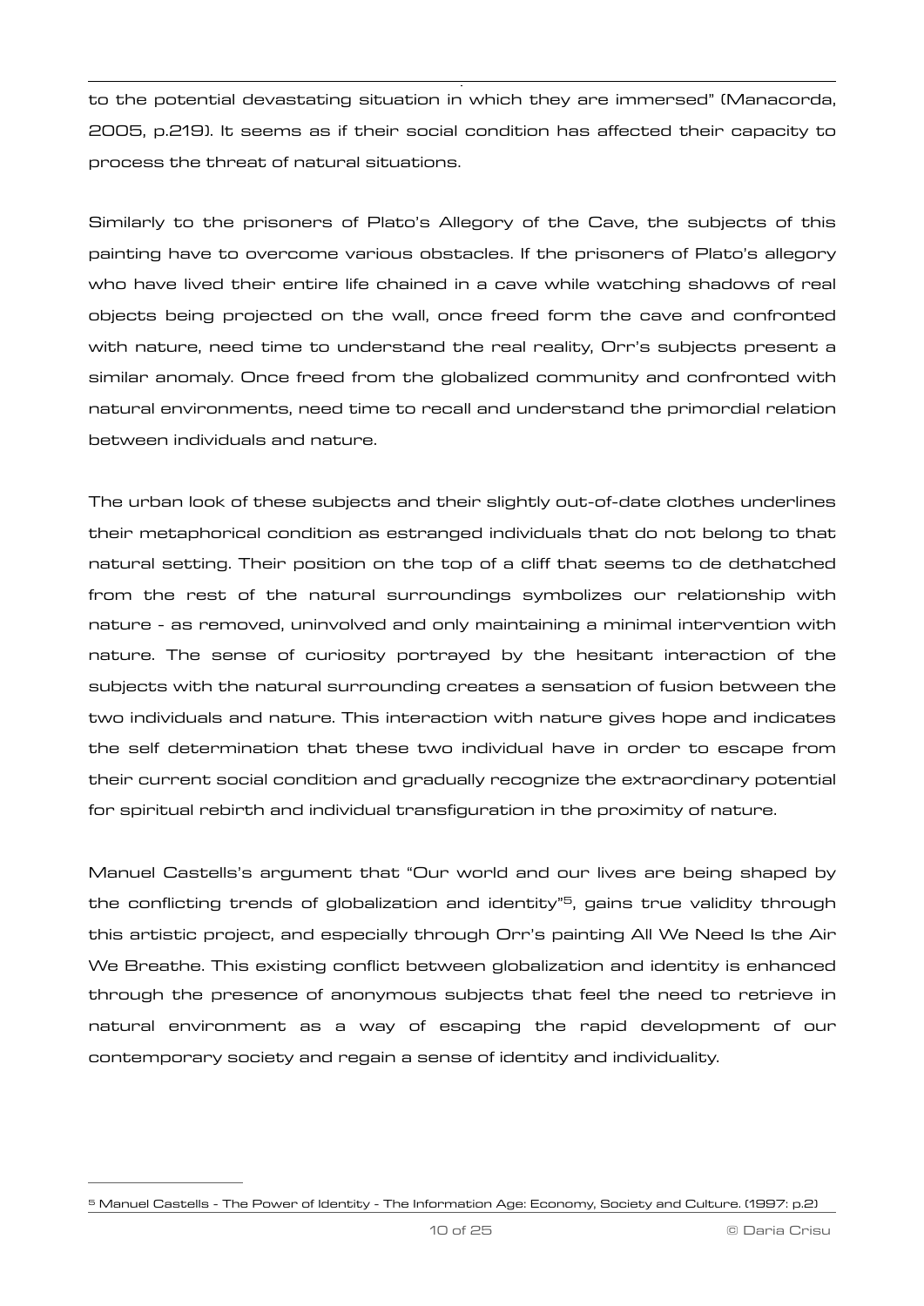to the potential devastating situation in which they are immersed" (Manacorda, 2005, p.219). It seems as if their social condition has affected their capacity to process the threat of natural situations.

Similarly to the prisoners of Plato's Allegory of the Cave, the subjects of this painting have to overcome various obstacles. If the prisoners of Plato's allegory who have lived their entire life chained in a cave while watching shadows of real objects being projected on the wall, once freed form the cave and confronted with nature, need time to understand the real reality, Orr's subjects present a similar anomaly. Once freed from the globalized community and confronted with natural environments, need time to recall and understand the primordial relation between individuals and nature.

The urban look of these subjects and their slightly out-of-date clothes underlines their metaphorical condition as estranged individuals that do not belong to that natural setting. Their position on the top of a cliff that seems to de dethatched from the rest of the natural surroundings symbolizes our relationship with nature - as removed, uninvolved and only maintaining a minimal intervention with nature. The sense of curiosity portrayed by the hesitant interaction of the subjects with the natural surrounding creates a sensation of fusion between the two individuals and nature. This interaction with nature gives hope and indicates the self determination that these two individual have in order to escape from their current social condition and gradually recognize the extraordinary potential for spiritual rebirth and individual transfiguration in the proximity of nature.

Manuel Castells's argument that "Our world and our lives are being shaped by the conflicting trends of globalization and identity"[5], gains true validity through this artistic project, and especially through Orr's painting All We Need Is the Air We Breathe. This existing conflict between globalization and identity is enhanced through the presence of anonymous subjects that feel the need to retrieve in natural environment as a way of escaping the rapid development of our contemporary society and regain a sense of identity and individuality.

---

[5] Manuel Castells - The Power of Identity - The Information Age: Economy, Society and Culture. (1997: p.2)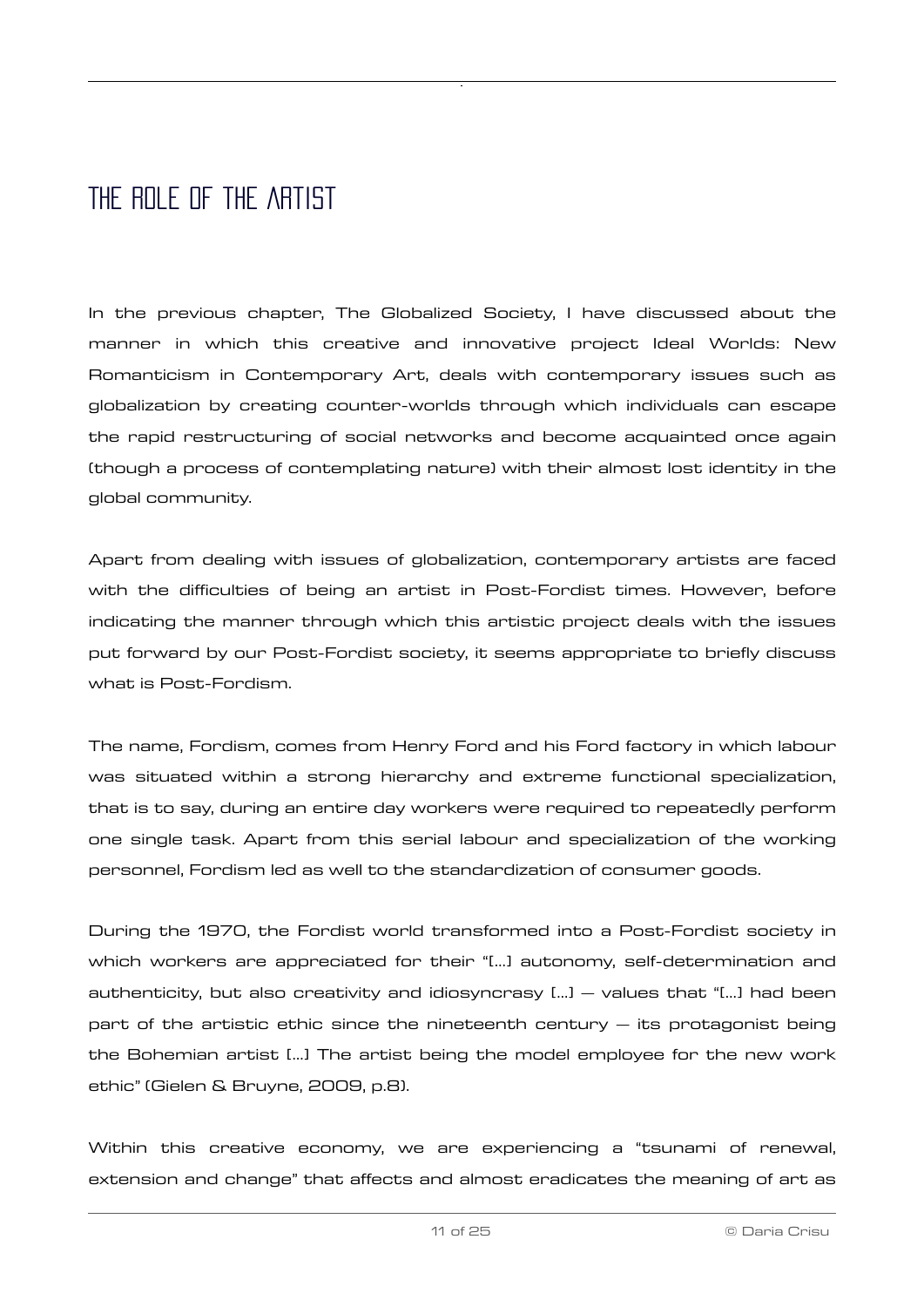# THE ROLE OF THE ARTIST

In the previous chapter, The Globalized Society, I have discussed about the manner in which this creative and innovative project Ideal Worlds: New Romanticism in Contemporary Art, deals with contemporary issues such as globalization by creating counter-worlds through which individuals can escape the rapid restructuring of social networks and become acquainted once again (though a process of contemplating nature) with their almost lost identity in the global community.

Apart from dealing with issues of globalization, contemporary artists are faced with the difficulties of being an artist in Post-Fordist times. However, before indicating the manner through which this artistic project deals with the issues put forward by our Post-Fordist society, it seems appropriate to briefly discuss what is Post-Fordism.

The name, Fordism, comes from Henry Ford and his Ford factory in which labour was situated within a strong hierarchy and extreme functional specialization, that is to say, during an entire day workers were required to repeatedly perform one single task. Apart from this serial labour and specialization of the working personnel, Fordism led as well to the standardization of consumer goods.

During the 1970, the Fordist world transformed into a Post-Fordist society in which workers are appreciated for their "[...] autonomy, self-determination and authenticity, but also creativity and idiosyncrasy [...] – values that "[...] had been part of the artistic ethic since the nineteenth century – its protagonist being the Bohemian artist [...] The artist being the model employee for the new work ethic" (Gielen & Bruyne, 2009, p.8).

Within this creative economy, we are experiencing a "tsunami of renewal, extension and change" that affects and almost eradicates the meaning of art as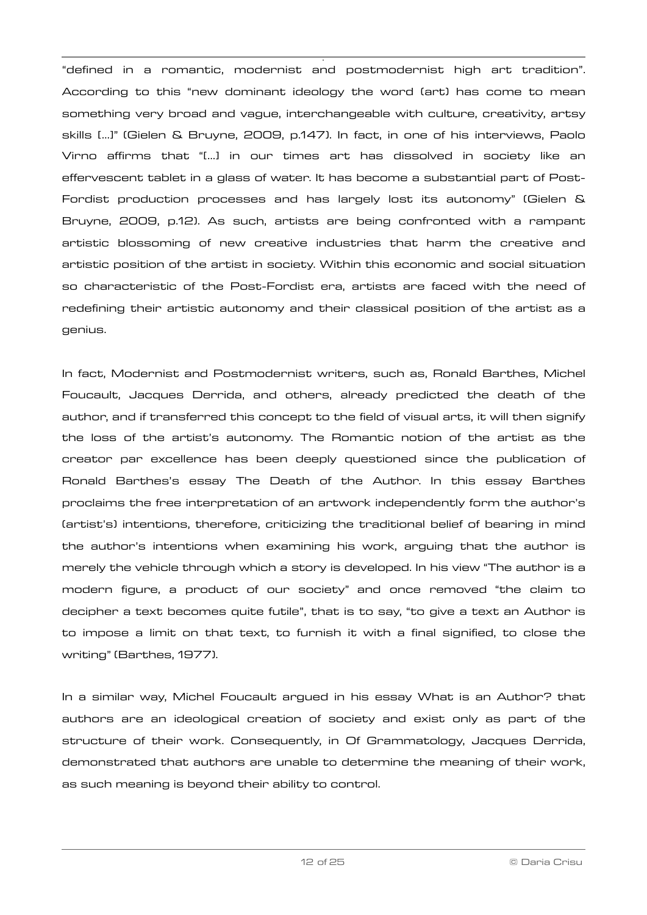"defined in a romantic, modernist and postmodernist high art tradition". According to this "new dominant ideology the word (art) has come to mean something very broad and vague, interchangeable with culture, creativity, artsy skills [...]" (Gielen & Bruyne, 2009, p.147). In fact, in one of his interviews, Paolo Virno affirms that "[...] in our times art has dissolved in society like an effervescent tablet in a glass of water. It has become a substantial part of Post-Fordist production processes and has largely lost its autonomy" (Gielen & Bruyne, 2009, p.12). As such, artists are being confronted with a rampant artistic blossoming of new creative industries that harm the creative and artistic position of the artist in society. Within this economic and social situation so characteristic of the Post-Fordist era, artists are faced with the need of redefining their artistic autonomy and their classical position of the artist as a genius.

In fact, Modernist and Postmodernist writers, such as, Ronald Barthes, Michel Foucault, Jacques Derrida, and others, already predicted the death of the author, and if transferred this concept to the field of visual arts, it will then signify the loss of the artist's autonomy. The Romantic notion of the artist as the creator par excellence has been deeply questioned since the publication of Ronald Barthes's essay The Death of the Author. In this essay Barthes proclaims the free interpretation of an artwork independently form the author's (artist's) intentions, therefore, criticizing the traditional belief of bearing in mind the author's intentions when examining his work, arguing that the author is merely the vehicle through which a story is developed. In his view "The author is a modern figure, a product of our society" and once removed "the claim to decipher a text becomes quite futile", that is to say, "to give a text an Author is to impose a limit on that text, to furnish it with a final signified, to close the writing" (Barthes, 1977).

In a similar way, Michel Foucault argued in his essay What is an Author? that authors are an ideological creation of society and exist only as part of the structure of their work. Consequently, in Of Grammatology, Jacques Derrida, demonstrated that authors are unable to determine the meaning of their work, as such meaning is beyond their ability to control.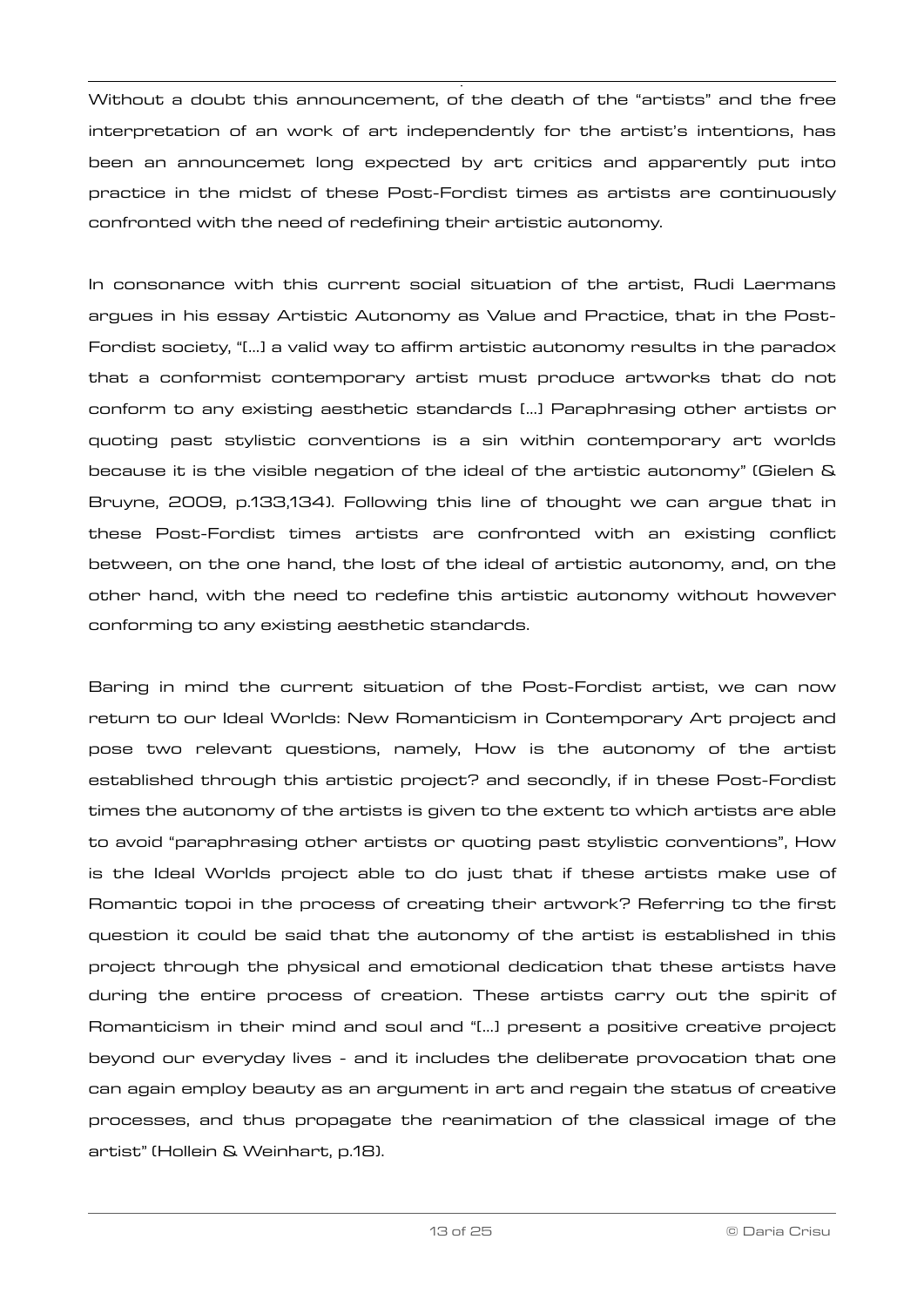Without a doubt this announcement, of the death of the "artists" and the free interpretation of an work of art independently for the artist's intentions, has been an announcemet long expected by art critics and apparently put into practice in the midst of these Post-Fordist times as artists are continuously confronted with the need of redefining their artistic autonomy.

In consonance with this current social situation of the artist, Rudi Laermans argues in his essay Artistic Autonomy as Value and Practice, that in the Post-Fordist society, "[...] a valid way to affirm artistic autonomy results in the paradox that a conformist contemporary artist must produce artworks that do not conform to any existing aesthetic standards [...] Paraphrasing other artists or quoting past stylistic conventions is a sin within contemporary art worlds because it is the visible negation of the ideal of the artistic autonomy" (Gielen & Bruyne, 2009, p.133,134). Following this line of thought we can argue that in these Post-Fordist times artists are confronted with an existing conflict between, on the one hand, the lost of the ideal of artistic autonomy, and, on the other hand, with the need to redefine this artistic autonomy without however conforming to any existing aesthetic standards.

Baring in mind the current situation of the Post-Fordist artist, we can now return to our Ideal Worlds: New Romanticism in Contemporary Art project and pose two relevant questions, namely, How is the autonomy of the artist established through this artistic project? and secondly, if in these Post-Fordist times the autonomy of the artists is given to the extent to which artists are able to avoid "paraphrasing other artists or quoting past stylistic conventions", How is the Ideal Worlds project able to do just that if these artists make use of Romantic topoi in the process of creating their artwork? Referring to the first question it could be said that the autonomy of the artist is established in this project through the physical and emotional dedication that these artists have during the entire process of creation. These artists carry out the spirit of Romanticism in their mind and soul and "[...] present a positive creative project beyond our everyday lives - and it includes the deliberate provocation that one can again employ beauty as an argument in art and regain the status of creative processes, and thus propagate the reanimation of the classical image of the artist" (Hollein & Weinhart, p.18).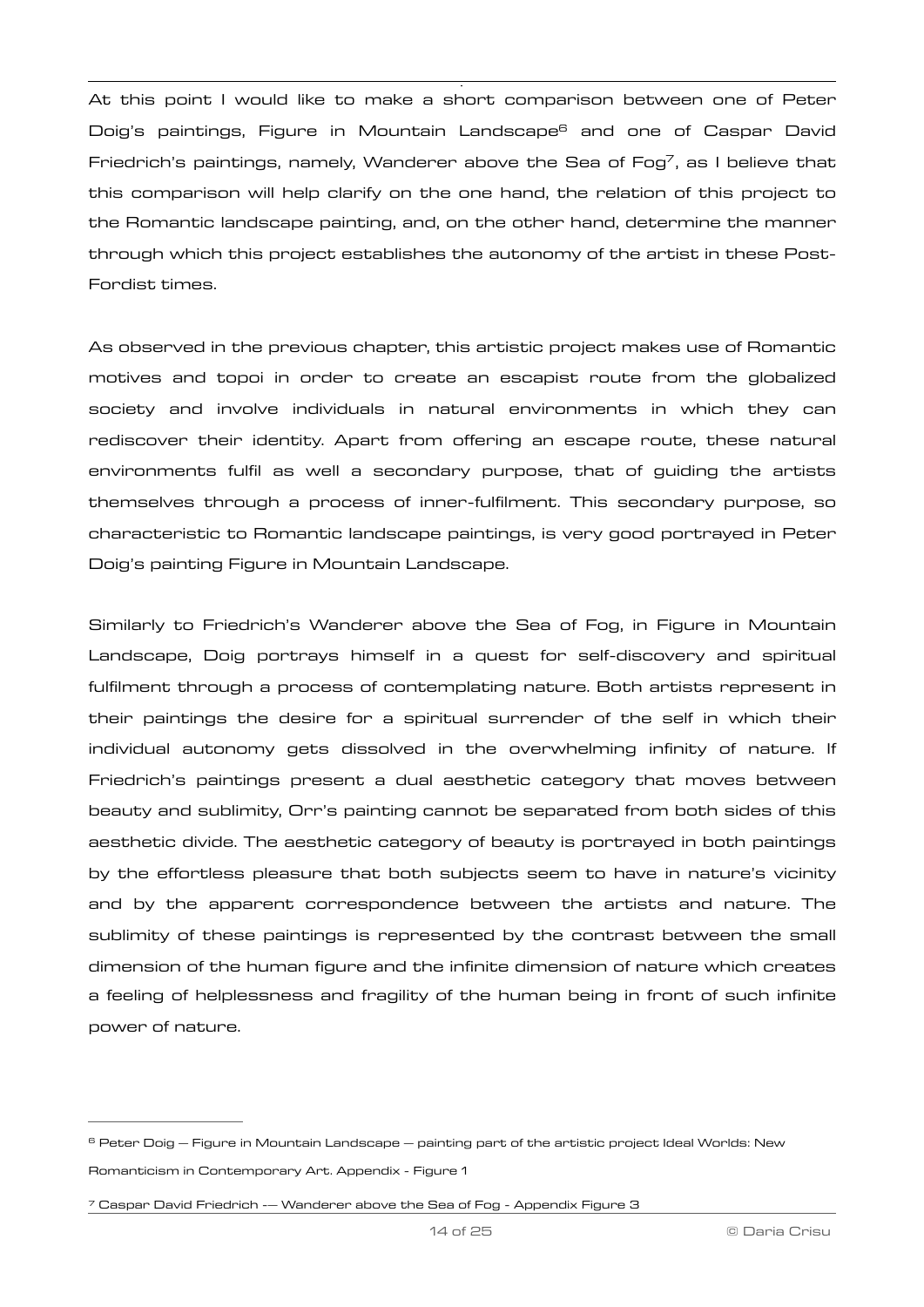At this point I would like to make a short comparison between one of Peter Doig's paintings, Figure in Mountain Landscape[6] and one of Caspar David Friedrich's paintings, namely, Wanderer above the Sea of Fog[7], as I believe that this comparison will help clarify on the one hand, the relation of this project to the Romantic landscape painting, and, on the other hand, determine the manner through which this project establishes the autonomy of the artist in these Post-Fordist times.

As observed in the previous chapter, this artistic project makes use of Romantic motives and topoi in order to create an escapist route from the globalized society and involve individuals in natural environments in which they can rediscover their identity. Apart from offering an escape route, these natural environments fulfil as well a secondary purpose, that of guiding the artists themselves through a process of inner-fulfilment. This secondary purpose, so characteristic to Romantic landscape paintings, is very good portrayed in Peter Doig's painting Figure in Mountain Landscape.

Similarly to Friedrich's Wanderer above the Sea of Fog, in Figure in Mountain Landscape, Doig portrays himself in a quest for self-discovery and spiritual fulfilment through a process of contemplating nature. Both artists represent in their paintings the desire for a spiritual surrender of the self in which their individual autonomy gets dissolved in the overwhelming infinity of nature. If Friedrich's paintings present a dual aesthetic category that moves between beauty and sublimity, Orr's painting cannot be separated from both sides of this aesthetic divide. The aesthetic category of beauty is portrayed in both paintings by the effortless pleasure that both subjects seem to have in nature's vicinity and by the apparent correspondence between the artists and nature. The sublimity of these paintings is represented by the contrast between the small dimension of the human figure and the infinite dimension of nature which creates a feeling of helplessness and fragility of the human being in front of such infinite power of nature.

---

[6] Peter Doig – Figure in Mountain Landscape – painting part of the artistic project Ideal Worlds: New Romanticism in Contemporary Art. Appendix - Figure 1

[7] Caspar David Friedrich -– Wanderer above the Sea of Fog - Appendix Figure 3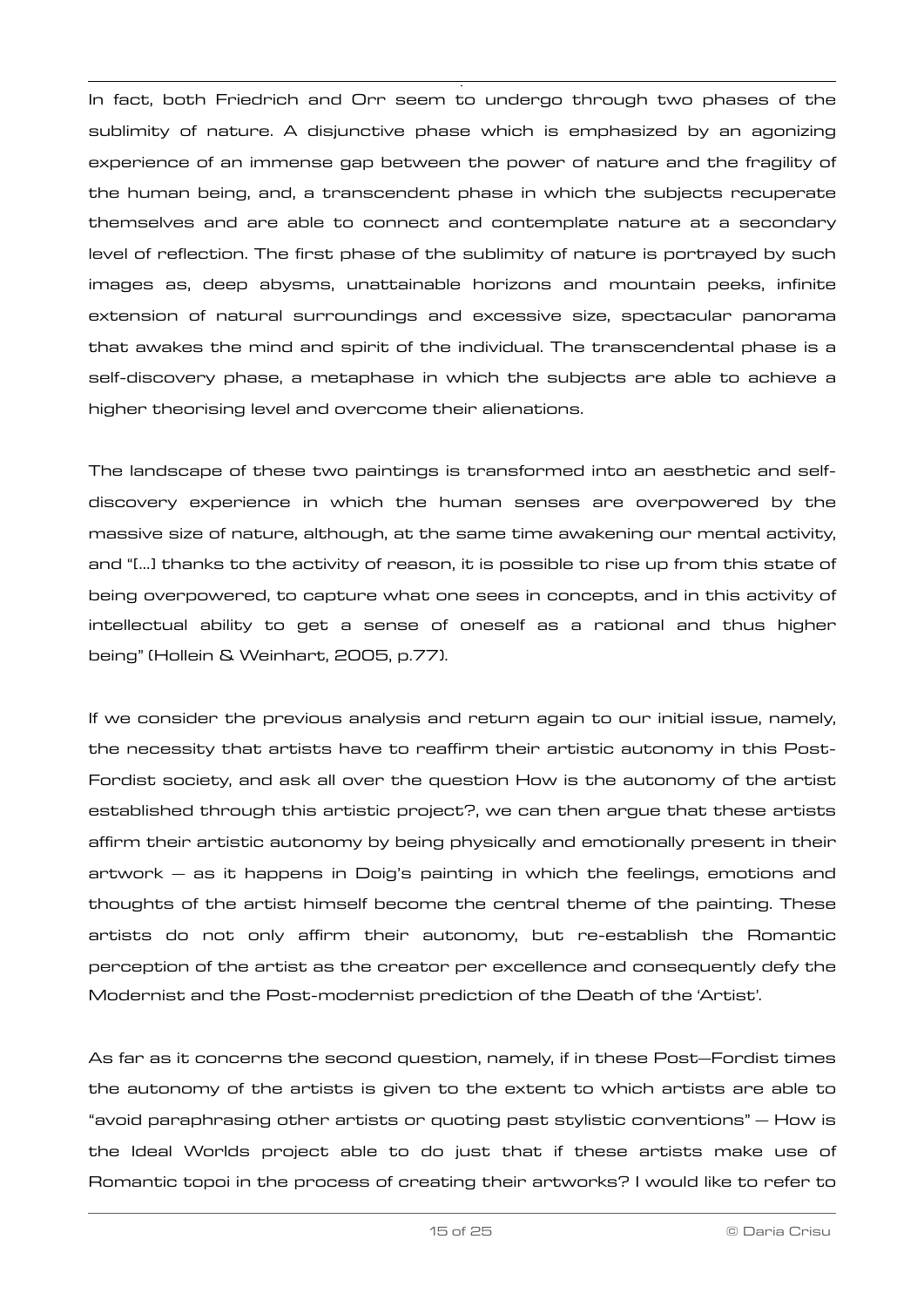In fact, both Friedrich and Orr seem to undergo through two phases of the sublimity of nature. A disjunctive phase which is emphasized by an agonizing experience of an immense gap between the power of nature and the fragility of the human being, and, a transcendent phase in which the subjects recuperate themselves and are able to connect and contemplate nature at a secondary level of reflection. The first phase of the sublimity of nature is portrayed by such images as, deep abysms, unattainable horizons and mountain peeks, infinite extension of natural surroundings and excessive size, spectacular panorama that awakes the mind and spirit of the individual. The transcendental phase is a self-discovery phase, a metaphase in which the subjects are able to achieve a higher theorising level and overcome their alienations.

The landscape of these two paintings is transformed into an aesthetic and self-discovery experience in which the human senses are overpowered by the massive size of nature, although, at the same time awakening our mental activity, and "[…] thanks to the activity of reason, it is possible to rise up from this state of being overpowered, to capture what one sees in concepts, and in this activity of intellectual ability to get a sense of oneself as a rational and thus higher being" (Hollein & Weinhart, 2005, p.77).

If we consider the previous analysis and return again to our initial issue, namely, the necessity that artists have to reaffirm their artistic autonomy in this Post-Fordist society, and ask all over the question How is the autonomy of the artist established through this artistic project?, we can then argue that these artists affirm their artistic autonomy by being physically and emotionally present in their artwork – as it happens in Doig's painting in which the feelings, emotions and thoughts of the artist himself become the central theme of the painting. These artists do not only affirm their autonomy, but re-establish the Romantic perception of the artist as the creator per excellence and consequently defy the Modernist and the Post-modernist prediction of the Death of the 'Artist'.

As far as it concerns the second question, namely, if in these Post–Fordist times the autonomy of the artists is given to the extent to which artists are able to "avoid paraphrasing other artists or quoting past stylistic conventions" – How is the Ideal Worlds project able to do just that if these artists make use of Romantic topoi in the process of creating their artworks? I would like to refer to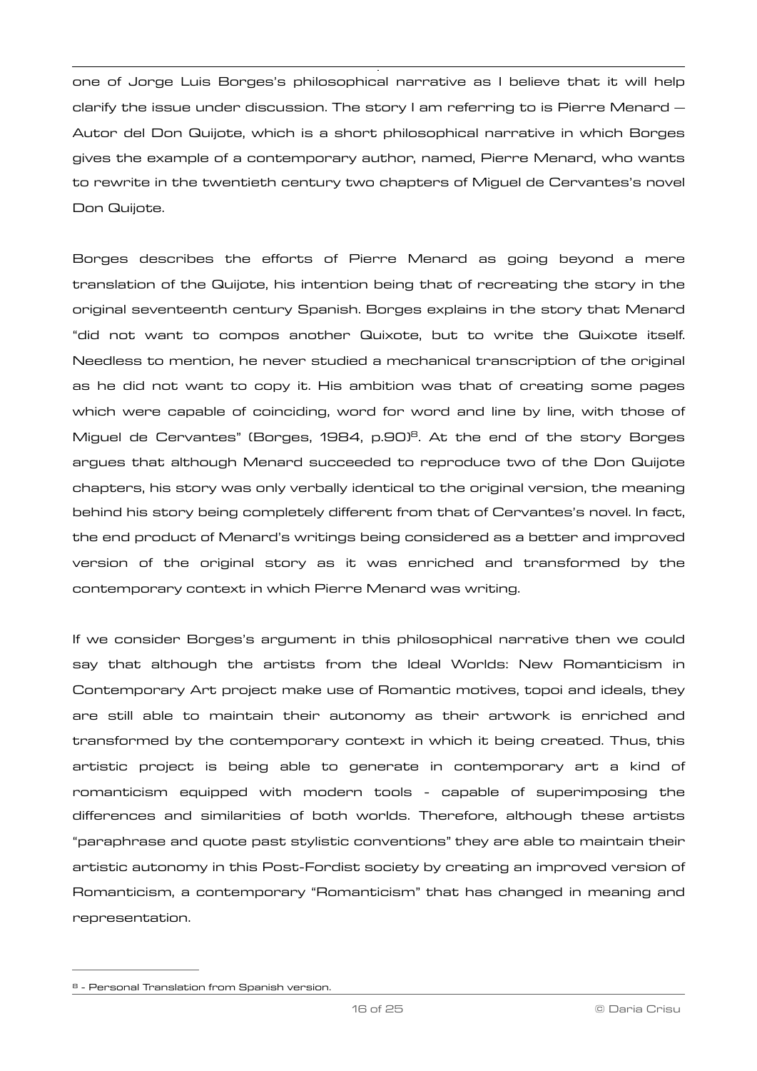one of Jorge Luis Borges's philosophical narrative as I believe that it will help clarify the issue under discussion. The story I am referring to is Pierre Menard – Autor del Don Quijote, which is a short philosophical narrative in which Borges gives the example of a contemporary author, named, Pierre Menard, who wants to rewrite in the twentieth century two chapters of Miguel de Cervantes's novel Don Quijote.

Borges describes the efforts of Pierre Menard as going beyond a mere translation of the Quijote, his intention being that of recreating the story in the original seventeenth century Spanish. Borges explains in the story that Menard "did not want to compos another Quixote, but to write the Quixote itself. Needless to mention, he never studied a mechanical transcription of the original as he did not want to copy it. His ambition was that of creating some pages which were capable of coinciding, word for word and line by line, with those of Miguel de Cervantes" (Borges, 1984, p.90)[8]. At the end of the story Borges argues that although Menard succeeded to reproduce two of the Don Quijote chapters, his story was only verbally identical to the original version, the meaning behind his story being completely different from that of Cervantes's novel. In fact, the end product of Menard's writings being considered as a better and improved version of the original story as it was enriched and transformed by the contemporary context in which Pierre Menard was writing.

If we consider Borges's argument in this philosophical narrative then we could say that although the artists from the Ideal Worlds: New Romanticism in Contemporary Art project make use of Romantic motives, topoi and ideals, they are still able to maintain their autonomy as their artwork is enriched and transformed by the contemporary context in which it being created. Thus, this artistic project is being able to generate in contemporary art a kind of romanticism equipped with modern tools - capable of superimposing the differences and similarities of both worlds. Therefore, although these artists "paraphrase and quote past stylistic conventions" they are able to maintain their artistic autonomy in this Post-Fordist society by creating an improved version of Romanticism, a contemporary "Romanticism" that has changed in meaning and representation.

---

[8] - Personal Translation from Spanish version.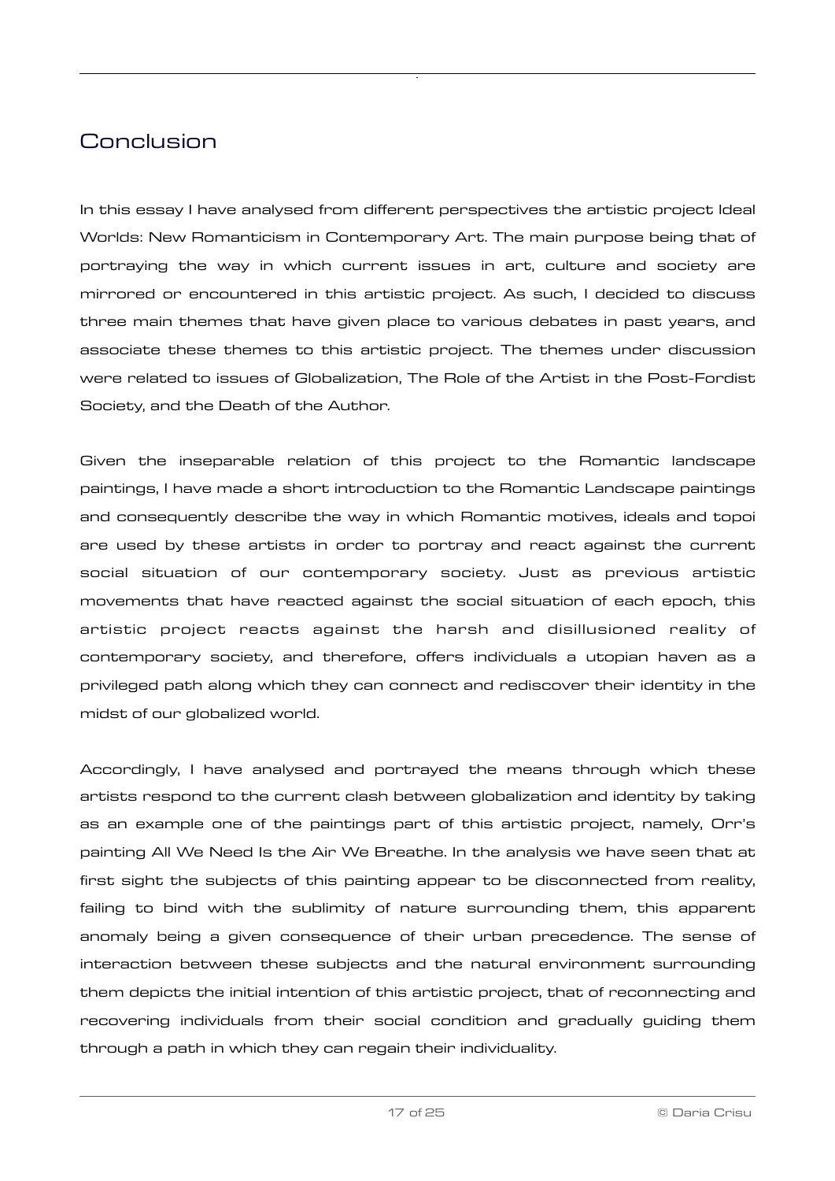## Conclusion

In this essay I have analysed from different perspectives the artistic project Ideal Worlds: New Romanticism in Contemporary Art. The main purpose being that of portraying the way in which current issues in art, culture and society are mirrored or encountered in this artistic project. As such, I decided to discuss three main themes that have given place to various debates in past years, and associate these themes to this artistic project. The themes under discussion were related to issues of Globalization, The Role of the Artist in the Post-Fordist Society, and the Death of the Author.

Given the inseparable relation of this project to the Romantic landscape paintings, I have made a short introduction to the Romantic Landscape paintings and consequently describe the way in which Romantic motives, ideals and topoi are used by these artists in order to portray and react against the current social situation of our contemporary society. Just as previous artistic movements that have reacted against the social situation of each epoch, this artistic project reacts against the harsh and disillusioned reality of contemporary society, and therefore, offers individuals a utopian haven as a privileged path along which they can connect and rediscover their identity in the midst of our globalized world.

Accordingly, I have analysed and portrayed the means through which these artists respond to the current clash between globalization and identity by taking as an example one of the paintings part of this artistic project, namely, Orr's painting All We Need Is the Air We Breathe. In the analysis we have seen that at first sight the subjects of this painting appear to be disconnected from reality, failing to bind with the sublimity of nature surrounding them, this apparent anomaly being a given consequence of their urban precedence. The sense of interaction between these subjects and the natural environment surrounding them depicts the initial intention of this artistic project, that of reconnecting and recovering individuals from their social condition and gradually guiding them through a path in which they can regain their individuality.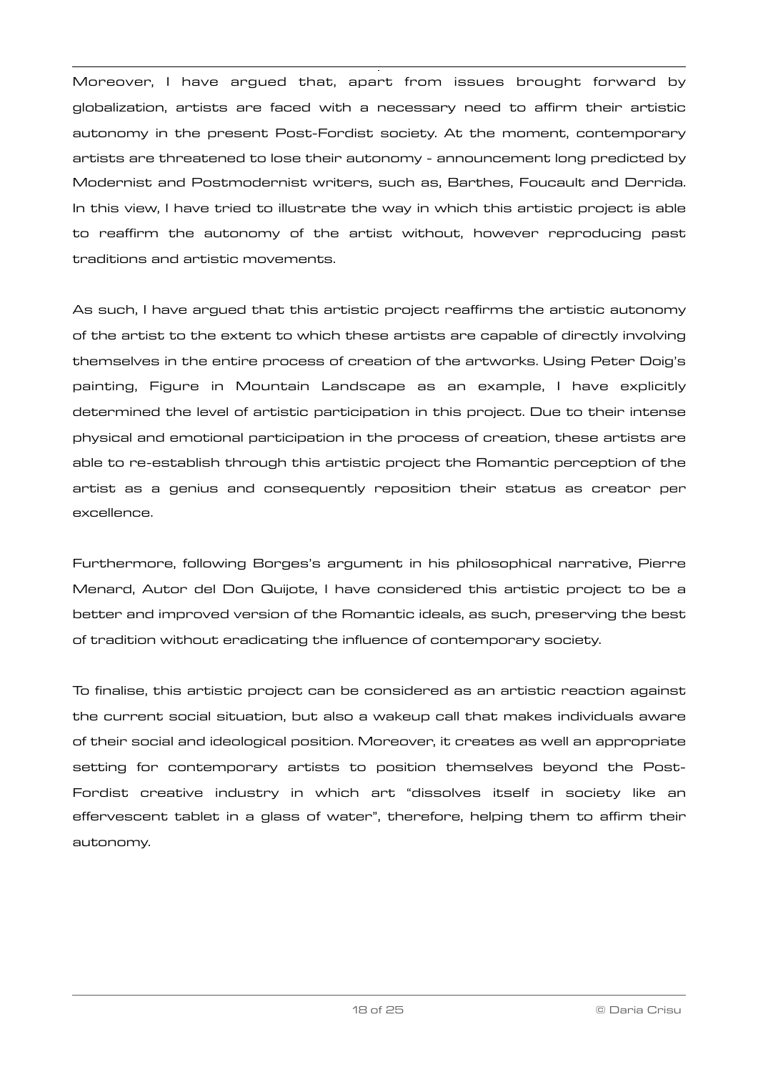Moreover, I have argued that, apart from issues brought forward by globalization, artists are faced with a necessary need to affirm their artistic autonomy in the present Post-Fordist society. At the moment, contemporary artists are threatened to lose their autonomy - announcement long predicted by Modernist and Postmodernist writers, such as, Barthes, Foucault and Derrida. In this view, I have tried to illustrate the way in which this artistic project is able to reaffirm the autonomy of the artist without, however reproducing past traditions and artistic movements.

As such, I have argued that this artistic project reaffirms the artistic autonomy of the artist to the extent to which these artists are capable of directly involving themselves in the entire process of creation of the artworks. Using Peter Doig's painting, Figure in Mountain Landscape as an example, I have explicitly determined the level of artistic participation in this project. Due to their intense physical and emotional participation in the process of creation, these artists are able to re-establish through this artistic project the Romantic perception of the artist as a genius and consequently reposition their status as creator per excellence.

Furthermore, following Borges's argument in his philosophical narrative, Pierre Menard, Autor del Don Quijote, I have considered this artistic project to be a better and improved version of the Romantic ideals, as such, preserving the best of tradition without eradicating the influence of contemporary society.

To finalise, this artistic project can be considered as an artistic reaction against the current social situation, but also a wakeup call that makes individuals aware of their social and ideological position. Moreover, it creates as well an appropriate setting for contemporary artists to position themselves beyond the Post-Fordist creative industry in which art "dissolves itself in society like an effervescent tablet in a glass of water", therefore, helping them to affirm their autonomy.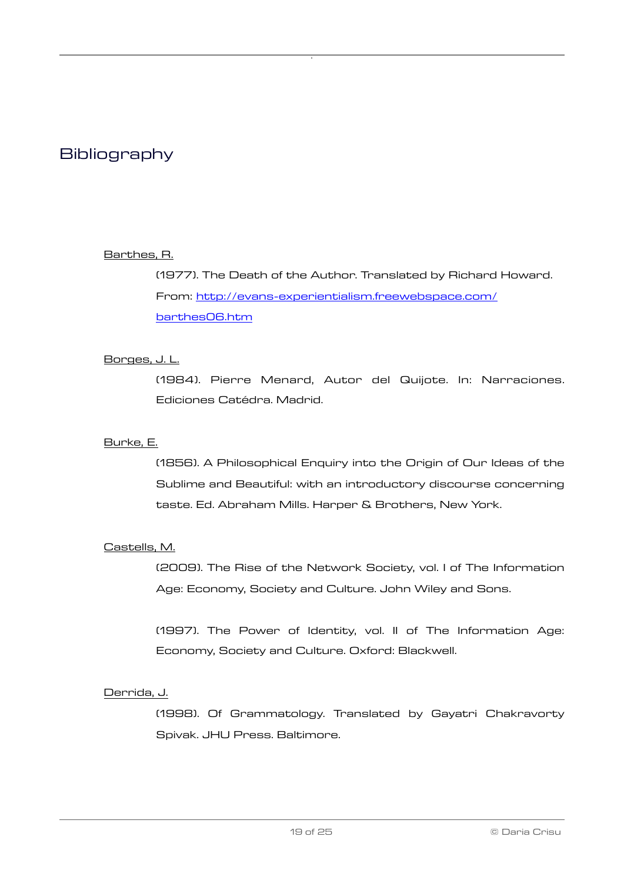# Bibliography

Barthes, R.

(1977). The Death of the Author. Translated by Richard Howard. From: http://evans-experientialism.freewebspace.com/barthes06.htm

Borges, J. L.

(1984). Pierre Menard, Autor del Quijote. In: Narraciones. Ediciones Catédra. Madrid.

Burke, E.

(1856). A Philosophical Enquiry into the Origin of Our Ideas of the Sublime and Beautiful: with an introductory discourse concerning taste. Ed. Abraham Mills. Harper & Brothers, New York.

Castells, M.

(2009). The Rise of the Network Society, vol. I of The Information Age: Economy, Society and Culture. John Wiley and Sons.

(1997). The Power of Identity, vol. II of The Information Age: Economy, Society and Culture. Oxford: Blackwell.

Derrida, J.

(1998). Of Grammatology. Translated by Gayatri Chakravorty Spivak. JHU Press. Baltimore.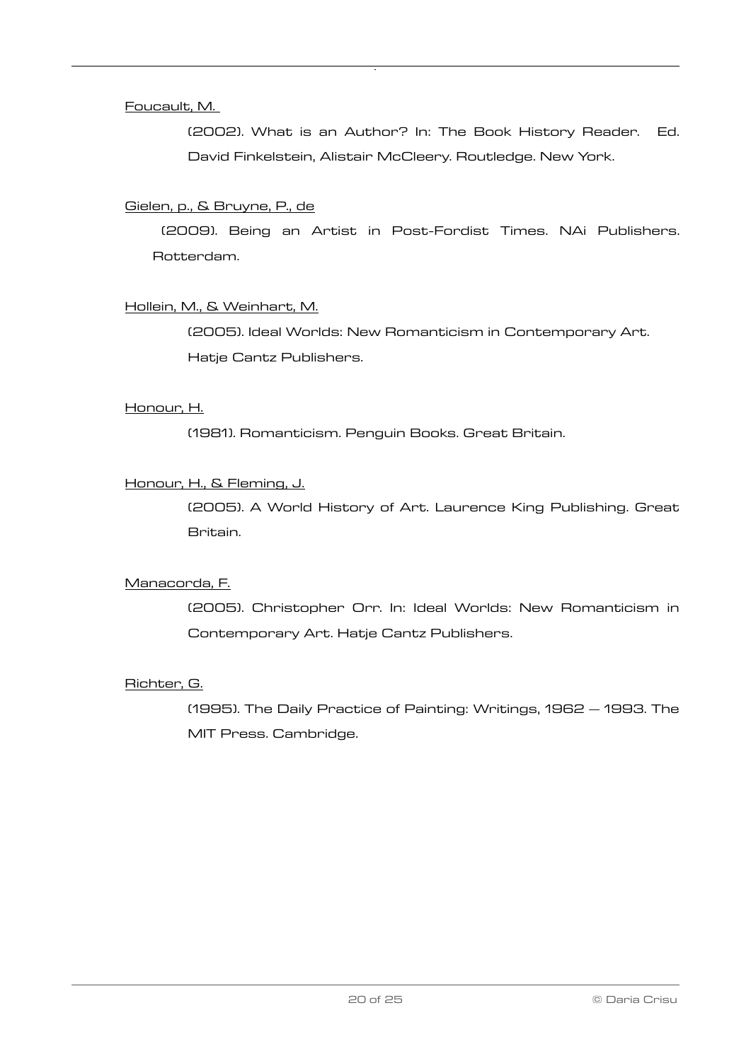Foucault, M.

(2002). What is an Author? In: The Book History Reader. Ed. David Finkelstein, Alistair McCleery. Routledge. New York.

Gielen, p., & Bruyne, P., de

(2009). Being an Artist in Post-Fordist Times. NAi Publishers. Rotterdam.

Hollein, M., & Weinhart, M.

(2005). Ideal Worlds: New Romanticism in Contemporary Art. Hatje Cantz Publishers.

Honour, H.

(1981). Romanticism. Penguin Books. Great Britain.

Honour, H., & Fleming, J.

(2005). A World History of Art. Laurence King Publishing. Great Britain.

Manacorda, F.

(2005). Christopher Orr. In: Ideal Worlds: New Romanticism in Contemporary Art. Hatje Cantz Publishers.

Richter, G.

(1995). The Daily Practice of Painting: Writings, 1962 – 1993. The MIT Press. Cambridge.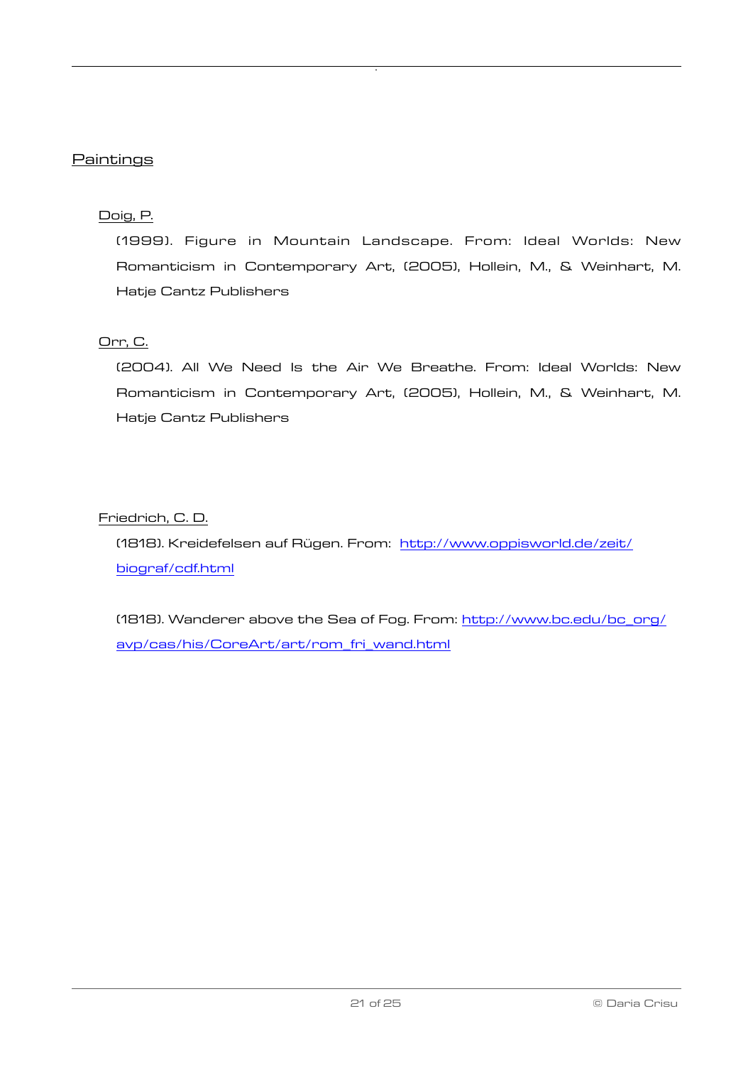## Paintings

Doig, P.

(1999). Figure in Mountain Landscape. From: Ideal Worlds: New Romanticism in Contemporary Art, (2005), Hollein, M., & Weinhart, M. Hatje Cantz Publishers

Orr, C.

(2004). All We Need Is the Air We Breathe. From: Ideal Worlds: New Romanticism in Contemporary Art, (2005), Hollein, M., & Weinhart, M. Hatje Cantz Publishers

Friedrich, C. D.

(1818). Kreidefelsen auf Rügen. From: [http://www.oppisworld.de/zeit/biograf/cdf.html](http://www.oppisworld.de/zeit/biograf/cdf.html)

(1818). Wanderer above the Sea of Fog. From: [http://www.bc.edu/bc_org/avp/cas/his/CoreArt/art/rom_fri_wand.html](http://www.bc.edu/bc_org/avp/cas/his/CoreArt/art/rom_fri_wand.html)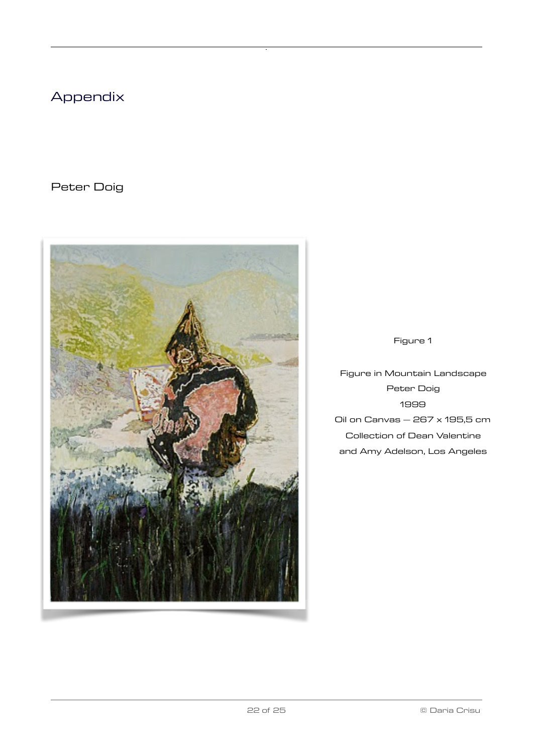# Appendix

## Peter Doig

Figure 1

Figure in Mountain Landscape
Peter Doig
1999
Oil on Canvas — 267 x 195,5 cm
Collection of Dean Valentine
and Amy Adelson, Los Angeles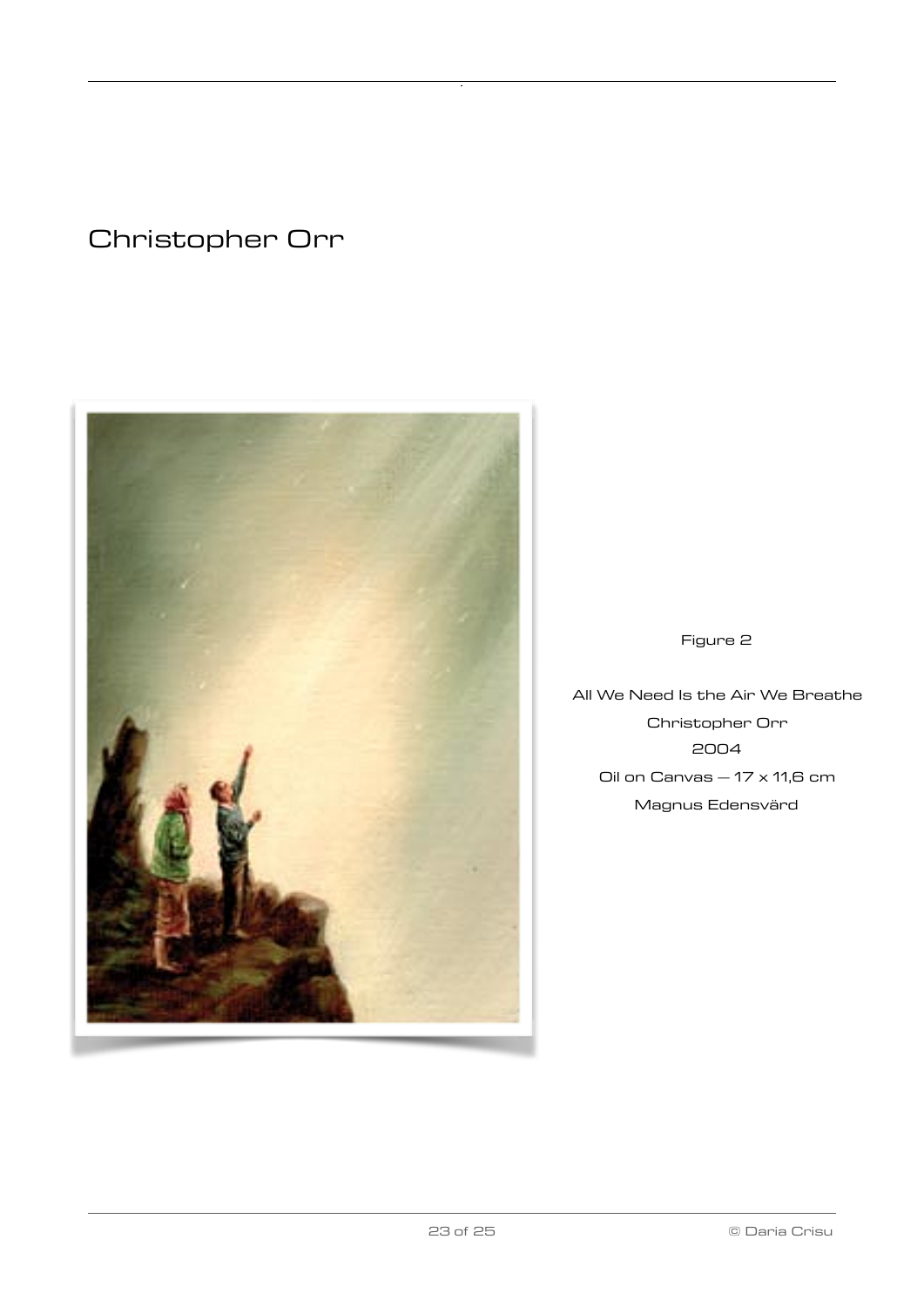# Christopher Orr

Figure 2

All We Need Is the Air We Breathe

Christopher Orr

2004

Oil on Canvas — 17 x 11,6 cm

Magnus Edensvärd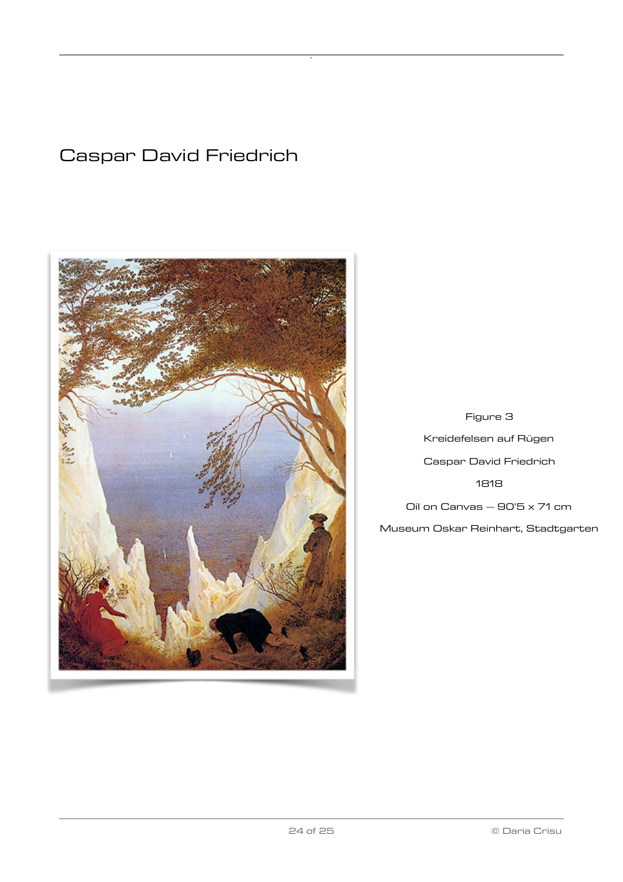# Caspar David Friedrich

Figure 3

Kreidefelsen auf Rügen

Caspar David Friedrich

1818

Oil on Canvas — 90'5 x 71 cm

Museum Oskar Reinhart, Stadtgarten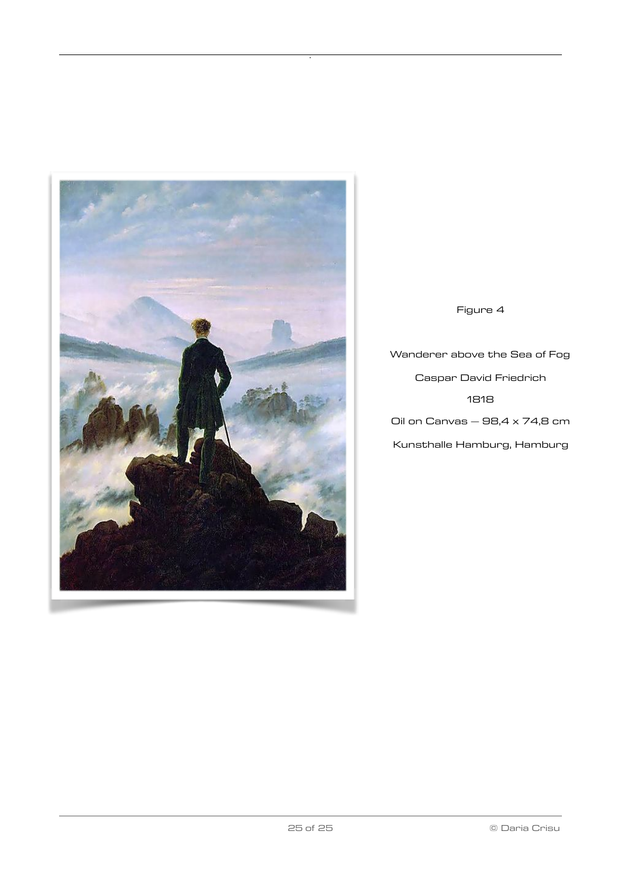Figure 4

Wanderer above the Sea of Fog

Caspar David Friedrich

1818

Oil on Canvas — 98,4 x 74,8 cm

Kunsthalle Hamburg, Hamburg